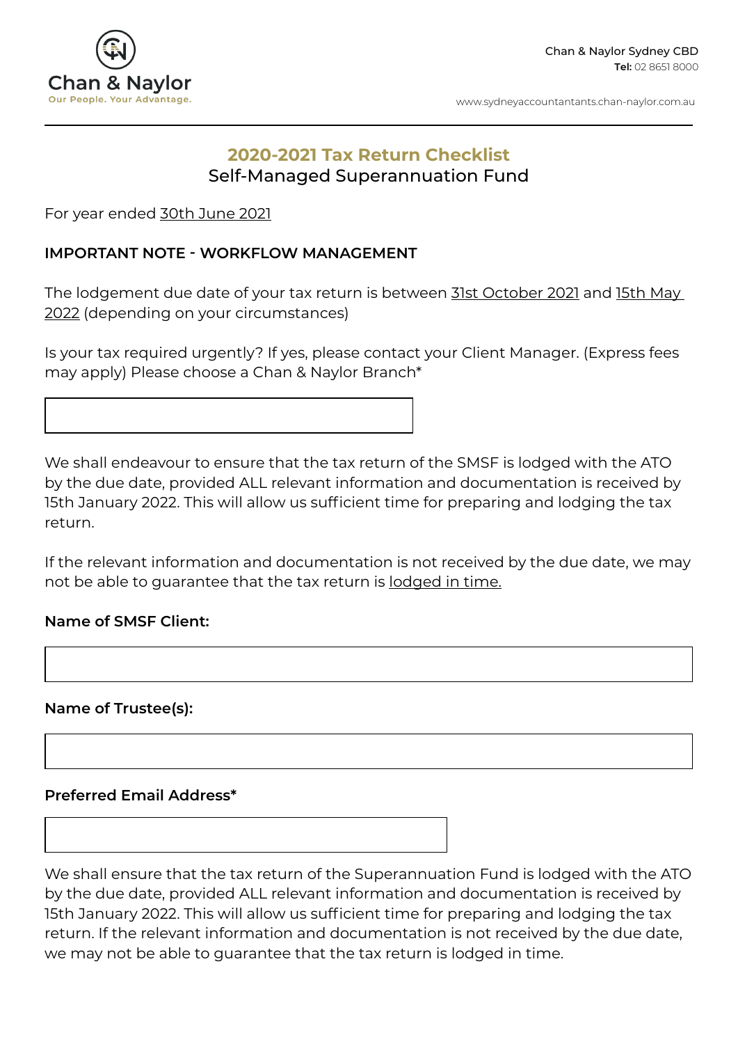Chan & Naylor
Our People. Your Advantage.

Chan & Naylor Sydney CBD
**Tel:** 02 8651 8000

www.sydneyaccountantants.chan-naylor.com.au

# 2020-2021 Tax Return Checklist

## Self-Managed Superannuation Fund

For year ended 30th June 2021

**IMPORTANT NOTE - WORKFLOW MANAGEMENT**

The lodgement due date of your tax return is between 31st October 2021 and 15th May 2022 (depending on your circumstances)

Is your tax required urgently? If yes, please contact your Client Manager. (Express fees may apply) Please choose a Chan & Naylor Branch*

We shall endeavour to ensure that the tax return of the SMSF is lodged with the ATO by the due date, provided ALL relevant information and documentation is received by 15th January 2022. This will allow us sufficient time for preparing and lodging the tax return.

If the relevant information and documentation is not received by the due date, we may not be able to guarantee that the tax return is lodged in time.

**Name of SMSF Client:**

**Name of Trustee(s):**

**Preferred Email Address***

We shall ensure that the tax return of the Superannuation Fund is lodged with the ATO by the due date, provided ALL relevant information and documentation is received by 15th January 2022. This will allow us sufficient time for preparing and lodging the tax return. If the relevant information and documentation is not received by the due date, we may not be able to guarantee that the tax return is lodged in time.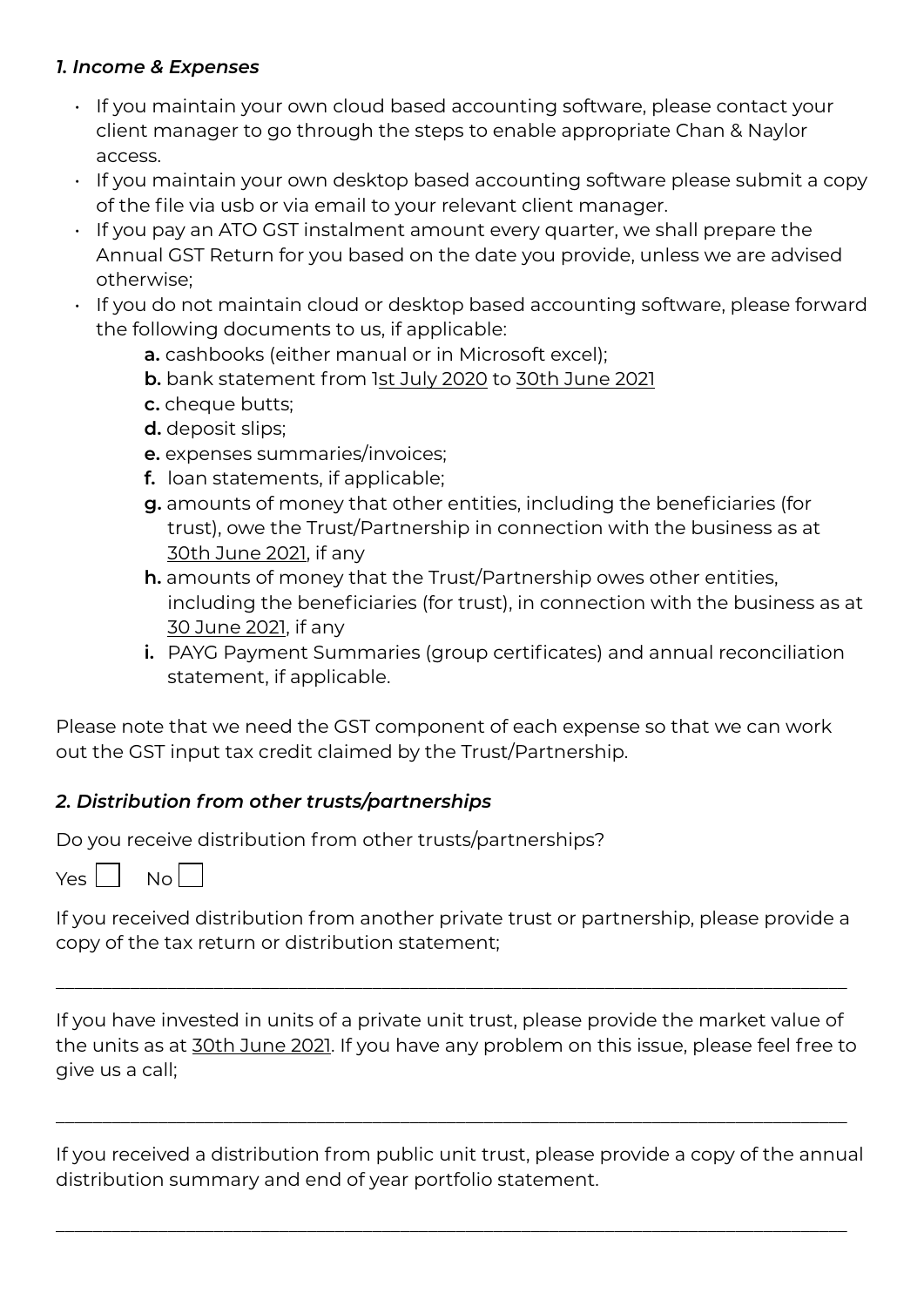### *1. Income & Expenses*

- If you maintain your own cloud based accounting software, please contact your client manager to go through the steps to enable appropriate Chan & Naylor access.
- If you maintain your own desktop based accounting software please submit a copy of the file via usb or via email to your relevant client manager.
- If you pay an ATO GST instalment amount every quarter, we shall prepare the Annual GST Return for you based on the date you provide, unless we are advised otherwise;
- If you do not maintain cloud or desktop based accounting software, please forward the following documents to us, if applicable:
  - **a.** cashbooks (either manual or in Microsoft excel);
  - **b.** bank statement from 1st July 2020 to 30th June 2021
  - **c.** cheque butts;
  - **d.** deposit slips;
  - **e.** expenses summaries/invoices;
  - **f.** loan statements, if applicable;
  - **g.** amounts of money that other entities, including the beneficiaries (for trust), owe the Trust/Partnership in connection with the business as at 30th June 2021, if any
  - **h.** amounts of money that the Trust/Partnership owes other entities, including the beneficiaries (for trust), in connection with the business as at 30 June 2021, if any
  - **i.** PAYG Payment Summaries (group certificates) and annual reconciliation statement, if applicable.

Please note that we need the GST component of each expense so that we can work out the GST input tax credit claimed by the Trust/Partnership.

### *2. Distribution from other trusts/partnerships*

Do you receive distribution from other trusts/partnerships?

Yes ☐ No ☐

If you received distribution from another private trust or partnership, please provide a copy of the tax return or distribution statement;

___________________________________________________________________________

If you have invested in units of a private unit trust, please provide the market value of the units as at 30th June 2021. If you have any problem on this issue, please feel free to give us a call;

___________________________________________________________________________

If you received a distribution from public unit trust, please provide a copy of the annual distribution summary and end of year portfolio statement.

___________________________________________________________________________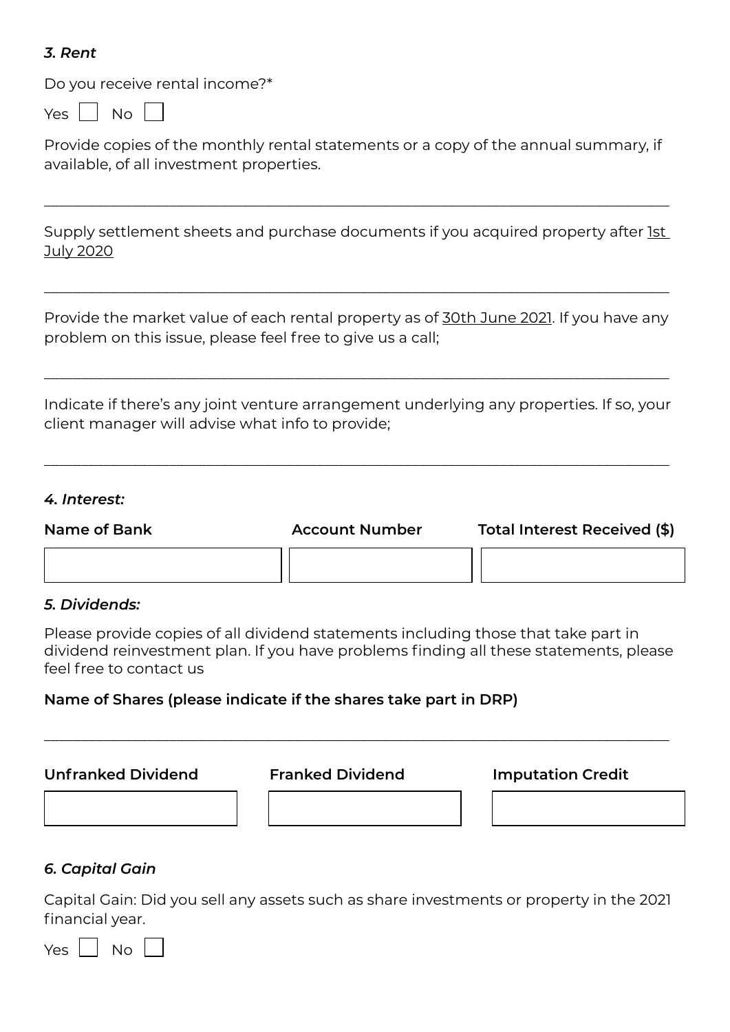### *3. Rent*

Do you receive rental income?*

Yes ☐ No ☐

Provide copies of the monthly rental statements or a copy of the annual summary, if available, of all investment properties.

______________________________________________________________________________

Supply settlement sheets and purchase documents if you acquired property after 1st July 2020

______________________________________________________________________________

Provide the market value of each rental property as of 30th June 2021. If you have any problem on this issue, please feel free to give us a call;

______________________________________________________________________________

Indicate if there's any joint venture arrangement underlying any properties. If so, your client manager will advise what info to provide;

______________________________________________________________________________

### *4. Interest:*

| Name of Bank | Account Number | Total Interest Received ($) |
|---|---|---|
| | | |

### *5. Dividends:*

Please provide copies of all dividend statements including those that take part in dividend reinvestment plan. If you have problems finding all these statements, please feel free to contact us

**Name of Shares (please indicate if the shares take part in DRP)**

______________________________________________________________________________

| Unfranked Dividend | Franked Dividend | Imputation Credit |
|---|---|---|
| | | |

### *6. Capital Gain*

Capital Gain: Did you sell any assets such as share investments or property in the 2021 financial year.

Yes ☐ No ☐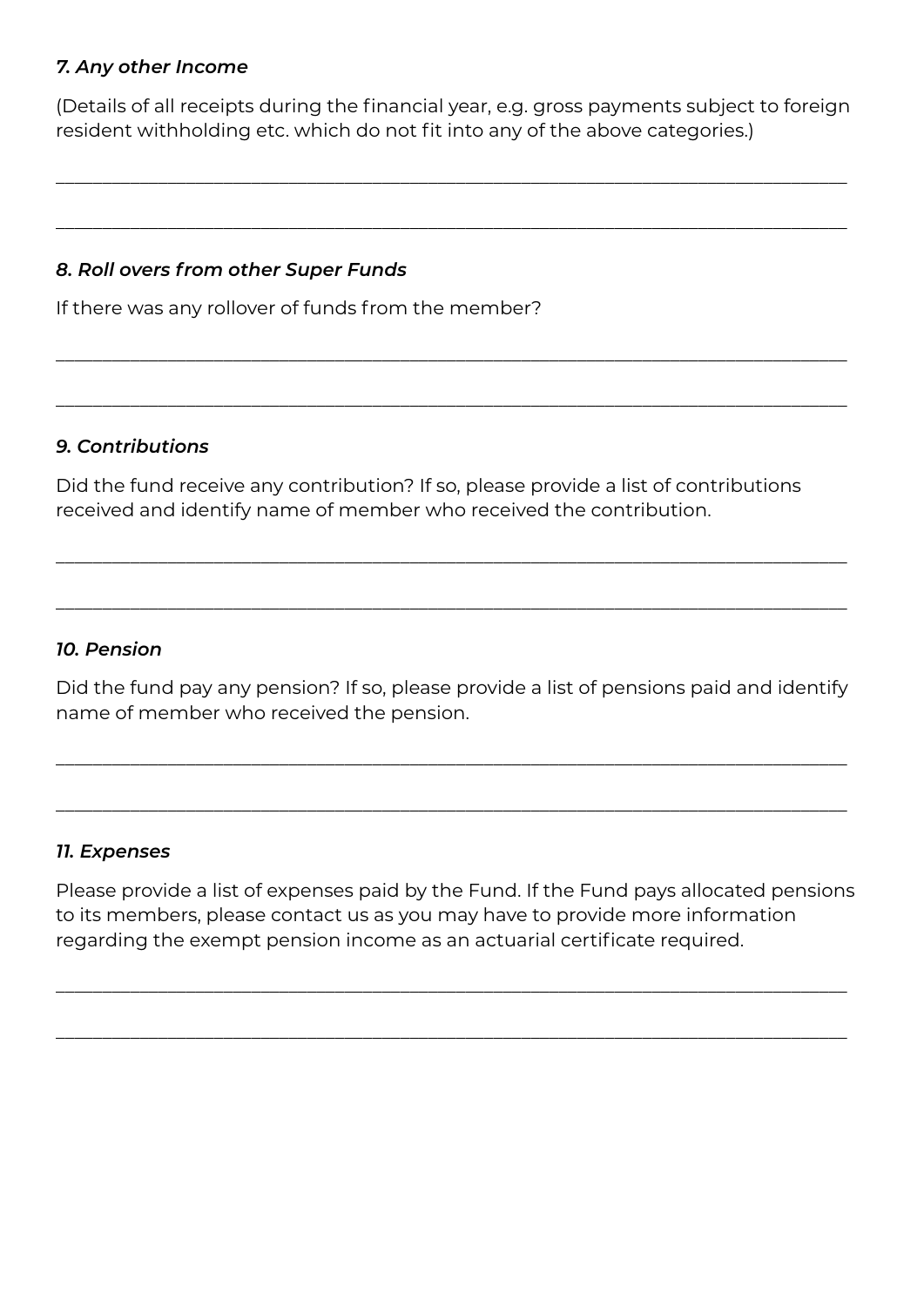### *7. Any other Income*

(Details of all receipts during the financial year, e.g. gross payments subject to foreign resident withholding etc. which do not fit into any of the above categories.)

______________________________________________________________________________

______________________________________________________________________________

### *8. Roll overs from other Super Funds*

If there was any rollover of funds from the member?

______________________________________________________________________________

______________________________________________________________________________

### *9. Contributions*

Did the fund receive any contribution? If so, please provide a list of contributions received and identify name of member who received the contribution.

______________________________________________________________________________

______________________________________________________________________________

### *10. Pension*

Did the fund pay any pension? If so, please provide a list of pensions paid and identify name of member who received the pension.

______________________________________________________________________________

______________________________________________________________________________

### *11. Expenses*

Please provide a list of expenses paid by the Fund. If the Fund pays allocated pensions to its members, please contact us as you may have to provide more information regarding the exempt pension income as an actuarial certificate required.

______________________________________________________________________________

______________________________________________________________________________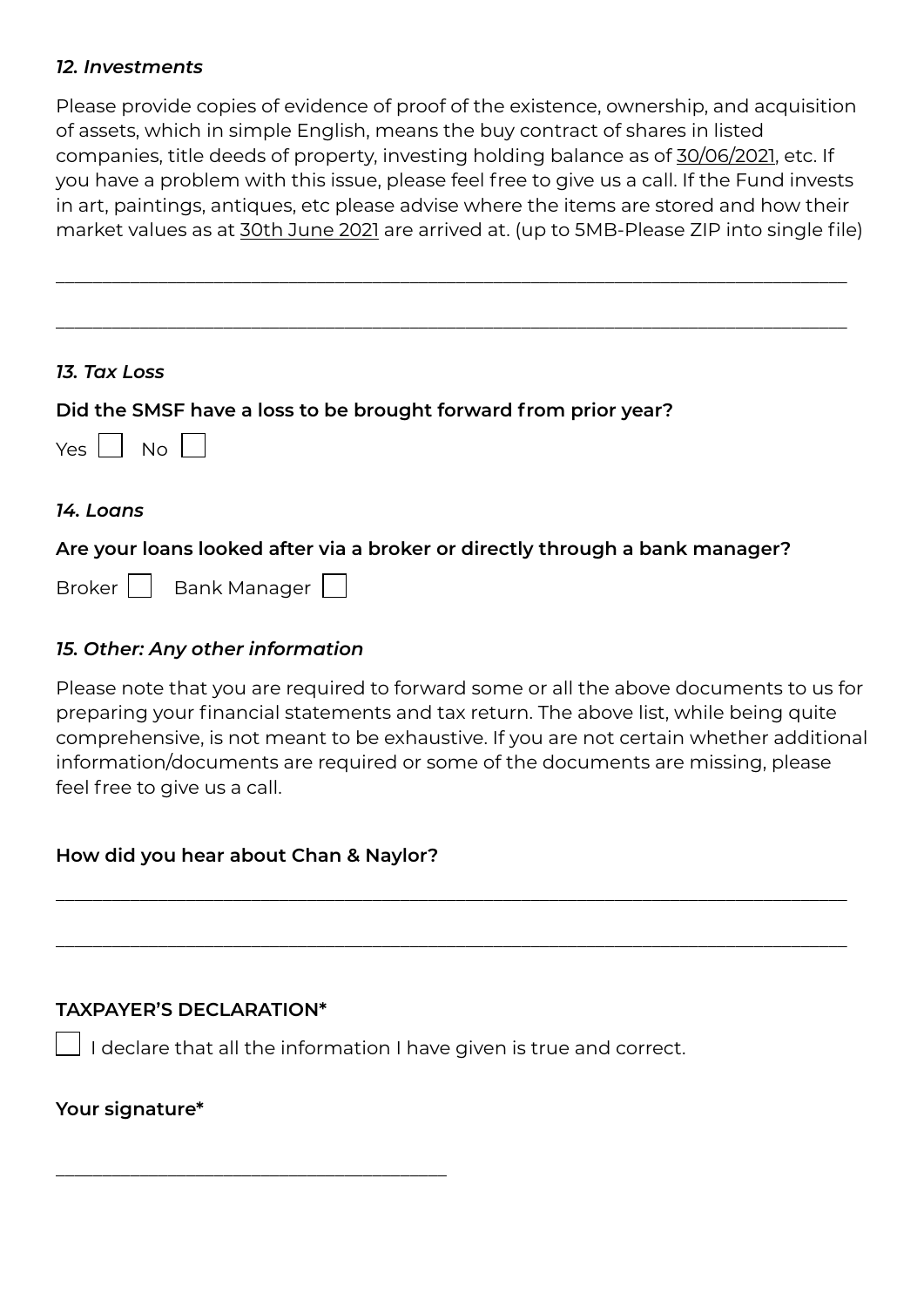### *12. Investments*

Please provide copies of evidence of proof of the existence, ownership, and acquisition of assets, which in simple English, means the buy contract of shares in listed companies, title deeds of property, investing holding balance as of 30/06/2021, etc. If you have a problem with this issue, please feel free to give us a call. If the Fund invests in art, paintings, antiques, etc please advise where the items are stored and how their market values as at 30th June 2021 are arrived at. (up to 5MB-Please ZIP into single file)

\_\_\_\_\_\_\_\_\_\_\_\_\_\_\_\_\_\_\_\_\_\_\_\_\_\_\_\_\_\_\_\_\_\_\_\_\_\_\_\_\_\_\_\_\_\_\_\_\_\_\_\_\_\_\_\_\_\_\_\_\_\_\_\_\_\_\_\_\_\_\_\_\_\_\_\_\_\_

\_\_\_\_\_\_\_\_\_\_\_\_\_\_\_\_\_\_\_\_\_\_\_\_\_\_\_\_\_\_\_\_\_\_\_\_\_\_\_\_\_\_\_\_\_\_\_\_\_\_\_\_\_\_\_\_\_\_\_\_\_\_\_\_\_\_\_\_\_\_\_\_\_\_\_\_\_\_

### *13. Tax Loss*

**Did the SMSF have a loss to be brought forward from prior year?**

Yes ☐ No ☐

### *14. Loans*

**Are your loans looked after via a broker or directly through a bank manager?**

Broker ☐ Bank Manager ☐

### *15. Other: Any other information*

Please note that you are required to forward some or all the above documents to us for preparing your financial statements and tax return. The above list, while being quite comprehensive, is not meant to be exhaustive. If you are not certain whether additional information/documents are required or some of the documents are missing, please feel free to give us a call.

**How did you hear about Chan & Naylor?**

\_\_\_\_\_\_\_\_\_\_\_\_\_\_\_\_\_\_\_\_\_\_\_\_\_\_\_\_\_\_\_\_\_\_\_\_\_\_\_\_\_\_\_\_\_\_\_\_\_\_\_\_\_\_\_\_\_\_\_\_\_\_\_\_\_\_\_\_\_\_\_\_\_\_\_\_\_\_

\_\_\_\_\_\_\_\_\_\_\_\_\_\_\_\_\_\_\_\_\_\_\_\_\_\_\_\_\_\_\_\_\_\_\_\_\_\_\_\_\_\_\_\_\_\_\_\_\_\_\_\_\_\_\_\_\_\_\_\_\_\_\_\_\_\_\_\_\_\_\_\_\_\_\_\_\_\_

**TAXPAYER'S DECLARATION***

☐ I declare that all the information I have given is true and correct.

**Your signature***

\_\_\_\_\_\_\_\_\_\_\_\_\_\_\_\_\_\_\_\_\_\_\_\_\_\_\_\_\_\_\_\_\_\_\_\_\_\_\_\_